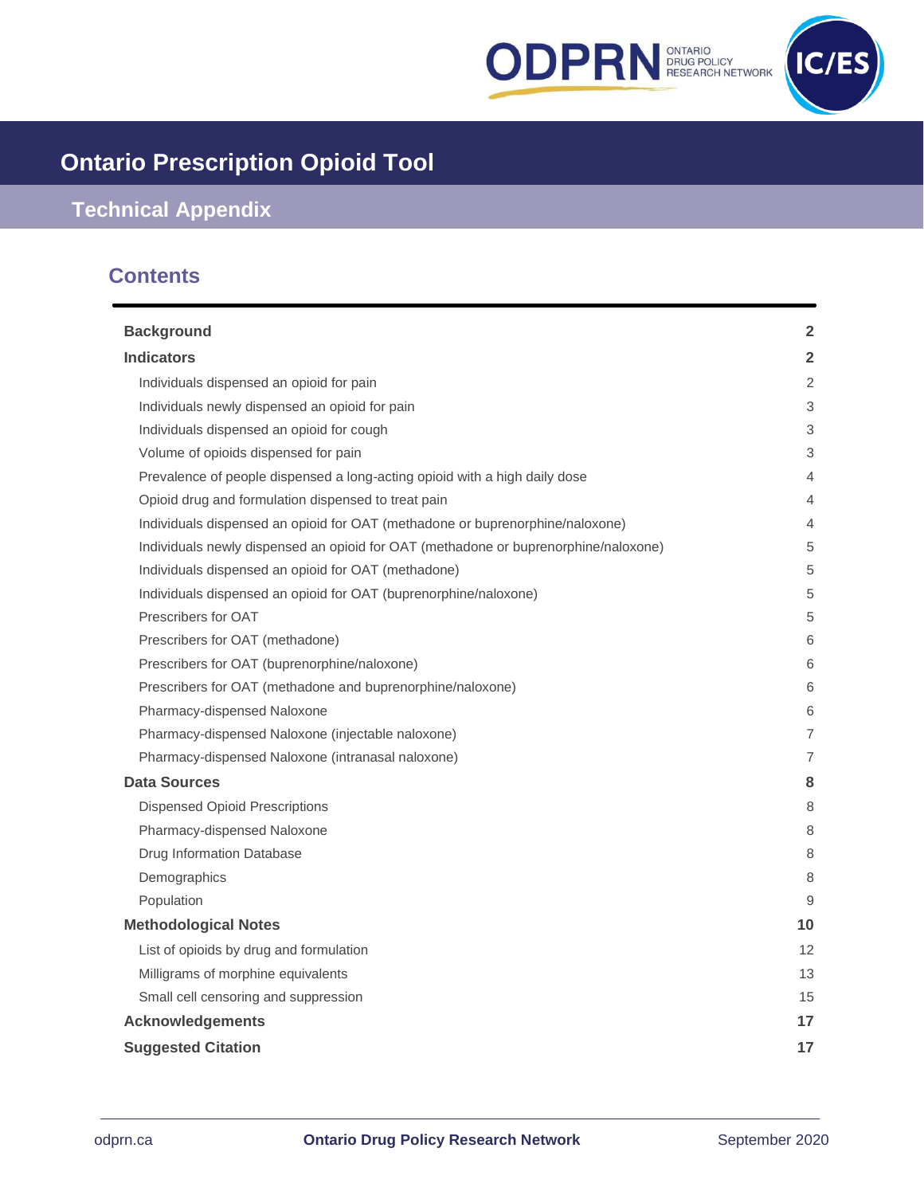# Ontario Prescription Opioid Tool

## Technical Appendix

### Contents

| | |
|---|---|
| **Background** | **2** |
| **Indicators** | **2** |
| Individuals dispensed an opioid for pain | 2 |
| Individuals newly dispensed an opioid for pain | 3 |
| Individuals dispensed an opioid for cough | 3 |
| Volume of opioids dispensed for pain | 3 |
| Prevalence of people dispensed a long-acting opioid with a high daily dose | 4 |
| Opioid drug and formulation dispensed to treat pain | 4 |
| Individuals dispensed an opioid for OAT (methadone or buprenorphine/naloxone) | 4 |
| Individuals newly dispensed an opioid for OAT (methadone or buprenorphine/naloxone) | 5 |
| Individuals dispensed an opioid for OAT (methadone) | 5 |
| Individuals dispensed an opioid for OAT (buprenorphine/naloxone) | 5 |
| Prescribers for OAT | 5 |
| Prescribers for OAT (methadone) | 6 |
| Prescribers for OAT (buprenorphine/naloxone) | 6 |
| Prescribers for OAT (methadone and buprenorphine/naloxone) | 6 |
| Pharmacy-dispensed Naloxone | 6 |
| Pharmacy-dispensed Naloxone (injectable naloxone) | 7 |
| Pharmacy-dispensed Naloxone (intranasal naloxone) | 7 |
| **Data Sources** | **8** |
| Dispensed Opioid Prescriptions | 8 |
| Pharmacy-dispensed Naloxone | 8 |
| Drug Information Database | 8 |
| Demographics | 8 |
| Population | 9 |
| **Methodological Notes** | **10** |
| List of opioids by drug and formulation | 12 |
| Milligrams of morphine equivalents | 13 |
| Small cell censoring and suppression | 15 |
| **Acknowledgements** | **17** |
| **Suggested Citation** | **17** |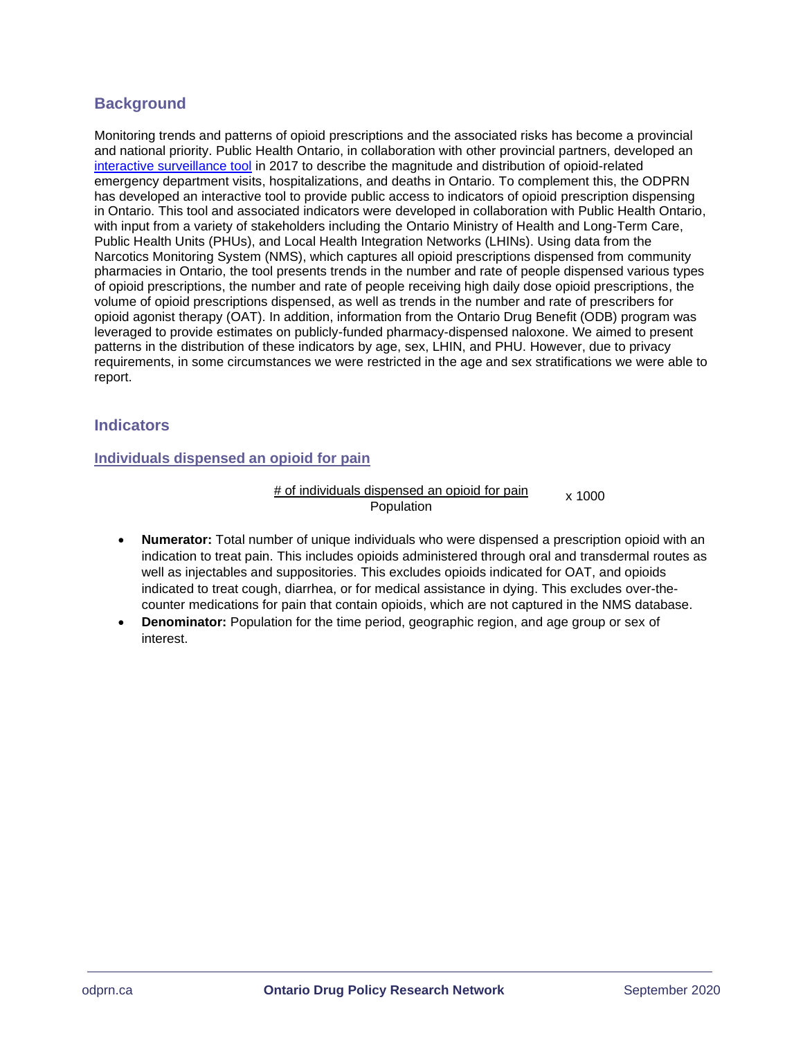## Background

Monitoring trends and patterns of opioid prescriptions and the associated risks has become a provincial and national priority. Public Health Ontario, in collaboration with other provincial partners, developed an interactive surveillance tool in 2017 to describe the magnitude and distribution of opioid-related emergency department visits, hospitalizations, and deaths in Ontario. To complement this, the ODPRN has developed an interactive tool to provide public access to indicators of opioid prescription dispensing in Ontario. This tool and associated indicators were developed in collaboration with Public Health Ontario, with input from a variety of stakeholders including the Ontario Ministry of Health and Long-Term Care, Public Health Units (PHUs), and Local Health Integration Networks (LHINs). Using data from the Narcotics Monitoring System (NMS), which captures all opioid prescriptions dispensed from community pharmacies in Ontario, the tool presents trends in the number and rate of people dispensed various types of opioid prescriptions, the number and rate of people receiving high daily dose opioid prescriptions, the volume of opioid prescriptions dispensed, as well as trends in the number and rate of prescribers for opioid agonist therapy (OAT). In addition, information from the Ontario Drug Benefit (ODB) program was leveraged to provide estimates on publicly-funded pharmacy-dispensed naloxone. We aimed to present patterns in the distribution of these indicators by age, sex, LHIN, and PHU. However, due to privacy requirements, in some circumstances we were restricted in the age and sex stratifications we were able to report.

## Indicators

### Individuals dispensed an opioid for pain

$$\frac{\text{\# of individuals dispensed an opioid for pain}}{\text{Population}} \times 1000$$

- **Numerator:** Total number of unique individuals who were dispensed a prescription opioid with an indication to treat pain. This includes opioids administered through oral and transdermal routes as well as injectables and suppositories. This excludes opioids indicated for OAT, and opioids indicated to treat cough, diarrhea, or for medical assistance in dying. This excludes over-the-counter medications for pain that contain opioids, which are not captured in the NMS database.
- **Denominator:** Population for the time period, geographic region, and age group or sex of interest.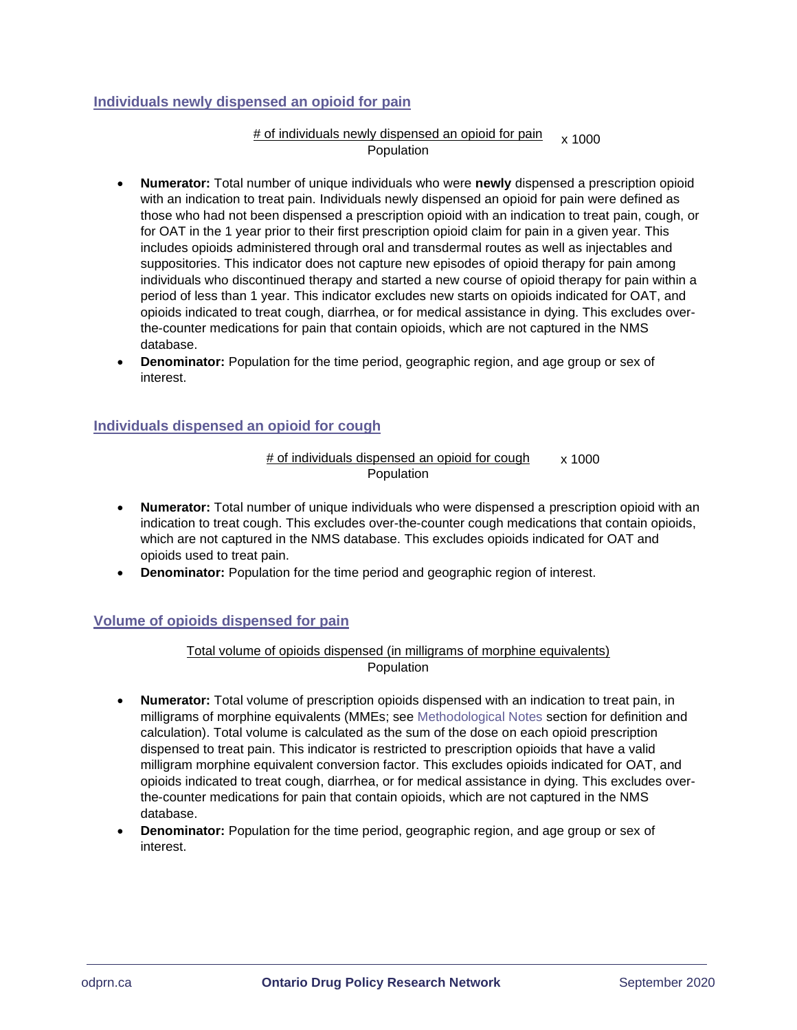### Individuals newly dispensed an opioid for pain

$$\frac{\text{\# of individuals newly dispensed an opioid for pain}}{\text{Population}} \times 1000$$

- **Numerator:** Total number of unique individuals who were **newly** dispensed a prescription opioid with an indication to treat pain. Individuals newly dispensed an opioid for pain were defined as those who had not been dispensed a prescription opioid with an indication to treat pain, cough, or for OAT in the 1 year prior to their first prescription opioid claim for pain in a given year. This includes opioids administered through oral and transdermal routes as well as injectables and suppositories. This indicator does not capture new episodes of opioid therapy for pain among individuals who discontinued therapy and started a new course of opioid therapy for pain within a period of less than 1 year. This indicator excludes new starts on opioids indicated for OAT, and opioids indicated to treat cough, diarrhea, or for medical assistance in dying. This excludes over-the-counter medications for pain that contain opioids, which are not captured in the NMS database.
- **Denominator:** Population for the time period, geographic region, and age group or sex of interest.

### Individuals dispensed an opioid for cough

$$\frac{\text{\# of individuals dispensed an opioid for cough}}{\text{Population}} \times 1000$$

- **Numerator:** Total number of unique individuals who were dispensed a prescription opioid with an indication to treat cough. This excludes over-the-counter cough medications that contain opioids, which are not captured in the NMS database. This excludes opioids indicated for OAT and opioids used to treat pain.
- **Denominator:** Population for the time period and geographic region of interest.

### Volume of opioids dispensed for pain

$$\frac{\text{Total volume of opioids dispensed (in milligrams of morphine equivalents)}}{\text{Population}}$$

- **Numerator:** Total volume of prescription opioids dispensed with an indication to treat pain, in milligrams of morphine equivalents (MMEs; see Methodological Notes section for definition and calculation). Total volume is calculated as the sum of the dose on each opioid prescription dispensed to treat pain. This indicator is restricted to prescription opioids that have a valid milligram morphine equivalent conversion factor. This excludes opioids indicated for OAT, and opioids indicated to treat cough, diarrhea, or for medical assistance in dying. This excludes over-the-counter medications for pain that contain opioids, which are not captured in the NMS database.
- **Denominator:** Population for the time period, geographic region, and age group or sex of interest.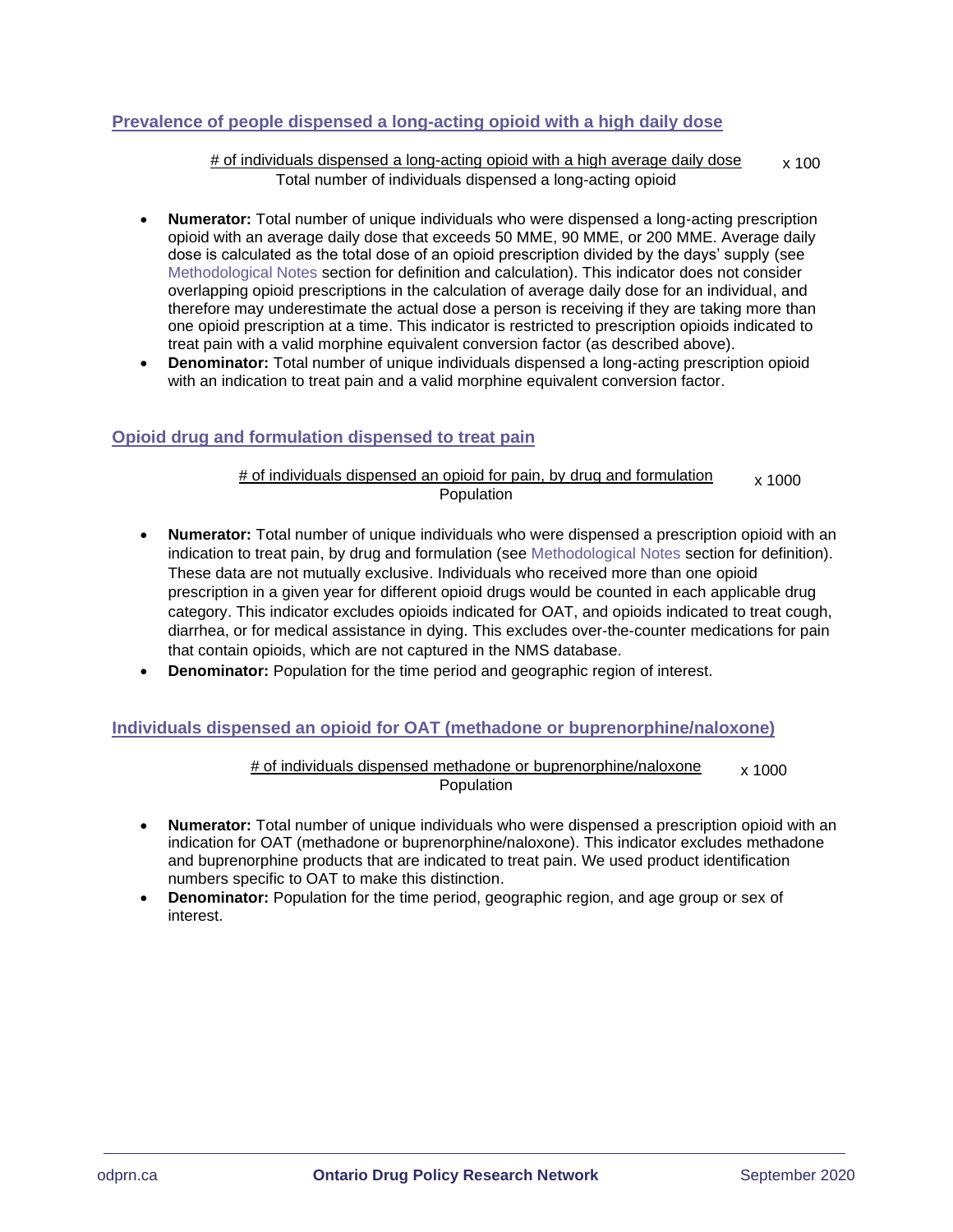### Prevalence of people dispensed a long-acting opioid with a high daily dose

$$\frac{\text{\# of individuals dispensed a long-acting opioid with a high average daily dose}}{\text{Total number of individuals dispensed a long-acting opioid}} \times 100$$

- **Numerator:** Total number of unique individuals who were dispensed a long-acting prescription opioid with an average daily dose that exceeds 50 MME, 90 MME, or 200 MME. Average daily dose is calculated as the total dose of an opioid prescription divided by the days' supply (see Methodological Notes section for definition and calculation). This indicator does not consider overlapping opioid prescriptions in the calculation of average daily dose for an individual, and therefore may underestimate the actual dose a person is receiving if they are taking more than one opioid prescription at a time. This indicator is restricted to prescription opioids indicated to treat pain with a valid morphine equivalent conversion factor (as described above).
- **Denominator:** Total number of unique individuals dispensed a long-acting prescription opioid with an indication to treat pain and a valid morphine equivalent conversion factor.

### Opioid drug and formulation dispensed to treat pain

$$\frac{\text{\# of individuals dispensed an opioid for pain, by drug and formulation}}{\text{Population}} \times 1000$$

- **Numerator:** Total number of unique individuals who were dispensed a prescription opioid with an indication to treat pain, by drug and formulation (see Methodological Notes section for definition). These data are not mutually exclusive. Individuals who received more than one opioid prescription in a given year for different opioid drugs would be counted in each applicable drug category. This indicator excludes opioids indicated for OAT, and opioids indicated to treat cough, diarrhea, or for medical assistance in dying. This excludes over-the-counter medications for pain that contain opioids, which are not captured in the NMS database.
- **Denominator:** Population for the time period and geographic region of interest.

### Individuals dispensed an opioid for OAT (methadone or buprenorphine/naloxone)

$$\frac{\text{\# of individuals dispensed methadone or buprenorphine/naloxone}}{\text{Population}} \times 1000$$

- **Numerator:** Total number of unique individuals who were dispensed a prescription opioid with an indication for OAT (methadone or buprenorphine/naloxone). This indicator excludes methadone and buprenorphine products that are indicated to treat pain. We used product identification numbers specific to OAT to make this distinction.
- **Denominator:** Population for the time period, geographic region, and age group or sex of interest.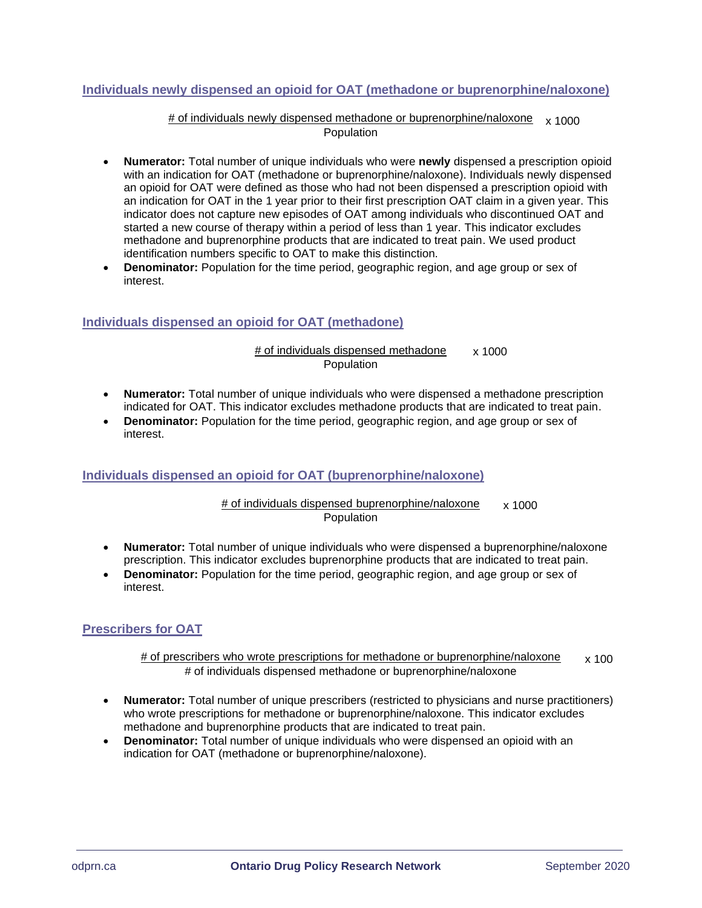### Individuals newly dispensed an opioid for OAT (methadone or buprenorphine/naloxone)

$$\frac{\text{\# of individuals newly dispensed methadone or buprenorphine/naloxone}}{\text{Population}} \times 1000$$

- **Numerator:** Total number of unique individuals who were **newly** dispensed a prescription opioid with an indication for OAT (methadone or buprenorphine/naloxone). Individuals newly dispensed an opioid for OAT were defined as those who had not been dispensed a prescription opioid with an indication for OAT in the 1 year prior to their first prescription OAT claim in a given year. This indicator does not capture new episodes of OAT among individuals who discontinued OAT and started a new course of therapy within a period of less than 1 year. This indicator excludes methadone and buprenorphine products that are indicated to treat pain. We used product identification numbers specific to OAT to make this distinction.
- **Denominator:** Population for the time period, geographic region, and age group or sex of interest.

### Individuals dispensed an opioid for OAT (methadone)

$$\frac{\text{\# of individuals dispensed methadone}}{\text{Population}} \times 1000$$

- **Numerator:** Total number of unique individuals who were dispensed a methadone prescription indicated for OAT. This indicator excludes methadone products that are indicated to treat pain.
- **Denominator:** Population for the time period, geographic region, and age group or sex of interest.

### Individuals dispensed an opioid for OAT (buprenorphine/naloxone)

$$\frac{\text{\# of individuals dispensed buprenorphine/naloxone}}{\text{Population}} \times 1000$$

- **Numerator:** Total number of unique individuals who were dispensed a buprenorphine/naloxone prescription. This indicator excludes buprenorphine products that are indicated to treat pain.
- **Denominator:** Population for the time period, geographic region, and age group or sex of interest.

### Prescribers for OAT

$$\frac{\text{\# of prescribers who wrote prescriptions for methadone or buprenorphine/naloxone}}{\text{\# of individuals dispensed methadone or buprenorphine/naloxone}} \times 100$$

- **Numerator:** Total number of unique prescribers (restricted to physicians and nurse practitioners) who wrote prescriptions for methadone or buprenorphine/naloxone. This indicator excludes methadone and buprenorphine products that are indicated to treat pain.
- **Denominator:** Total number of unique individuals who were dispensed an opioid with an indication for OAT (methadone or buprenorphine/naloxone).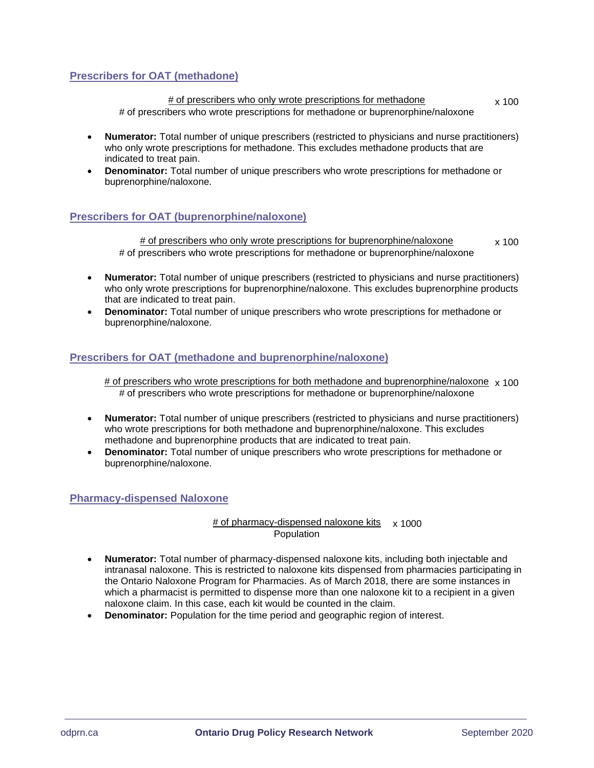## Prescribers for OAT (methadone)

$$\frac{\text{\# of prescribers who only wrote prescriptions for methadone}}{\text{\# of prescribers who wrote prescriptions for methadone or buprenorphine/naloxone}} \times 100$$

- **Numerator:** Total number of unique prescribers (restricted to physicians and nurse practitioners) who only wrote prescriptions for methadone. This excludes methadone products that are indicated to treat pain.
- **Denominator:** Total number of unique prescribers who wrote prescriptions for methadone or buprenorphine/naloxone.

## Prescribers for OAT (buprenorphine/naloxone)

$$\frac{\text{\# of prescribers who only wrote prescriptions for buprenorphine/naloxone}}{\text{\# of prescribers who wrote prescriptions for methadone or buprenorphine/naloxone}} \times 100$$

- **Numerator:** Total number of unique prescribers (restricted to physicians and nurse practitioners) who only wrote prescriptions for buprenorphine/naloxone. This excludes buprenorphine products that are indicated to treat pain.
- **Denominator:** Total number of unique prescribers who wrote prescriptions for methadone or buprenorphine/naloxone.

## Prescribers for OAT (methadone and buprenorphine/naloxone)

$$\frac{\text{\# of prescribers who wrote prescriptions for both methadone and buprenorphine/naloxone}}{\text{\# of prescribers who wrote prescriptions for methadone or buprenorphine/naloxone}} \times 100$$

- **Numerator:** Total number of unique prescribers (restricted to physicians and nurse practitioners) who wrote prescriptions for both methadone and buprenorphine/naloxone. This excludes methadone and buprenorphine products that are indicated to treat pain.
- **Denominator:** Total number of unique prescribers who wrote prescriptions for methadone or buprenorphine/naloxone.

## Pharmacy-dispensed Naloxone

$$\frac{\text{\# of pharmacy-dispensed naloxone kits}}{\text{Population}} \times 1000$$

- **Numerator:** Total number of pharmacy-dispensed naloxone kits, including both injectable and intranasal naloxone. This is restricted to naloxone kits dispensed from pharmacies participating in the Ontario Naloxone Program for Pharmacies. As of March 2018, there are some instances in which a pharmacist is permitted to dispense more than one naloxone kit to a recipient in a given naloxone claim. In this case, each kit would be counted in the claim.
- **Denominator:** Population for the time period and geographic region of interest.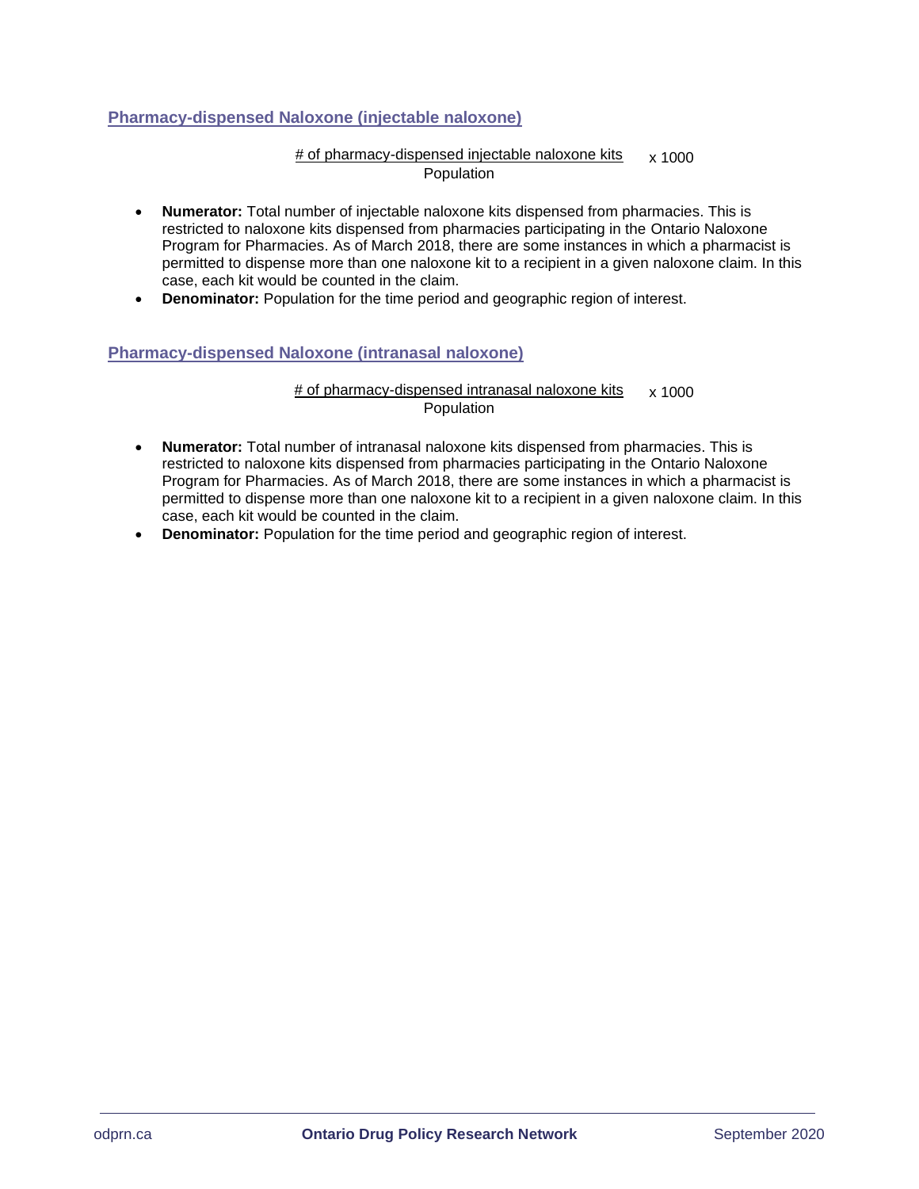### Pharmacy-dispensed Naloxone (injectable naloxone)

$$\frac{\text{\# of pharmacy-dispensed injectable naloxone kits}}{\text{Population}} \times 1000$$

- **Numerator:** Total number of injectable naloxone kits dispensed from pharmacies. This is restricted to naloxone kits dispensed from pharmacies participating in the Ontario Naloxone Program for Pharmacies. As of March 2018, there are some instances in which a pharmacist is permitted to dispense more than one naloxone kit to a recipient in a given naloxone claim. In this case, each kit would be counted in the claim.
- **Denominator:** Population for the time period and geographic region of interest.

### Pharmacy-dispensed Naloxone (intranasal naloxone)

$$\frac{\text{\# of pharmacy-dispensed intranasal naloxone kits}}{\text{Population}} \times 1000$$

- **Numerator:** Total number of intranasal naloxone kits dispensed from pharmacies. This is restricted to naloxone kits dispensed from pharmacies participating in the Ontario Naloxone Program for Pharmacies. As of March 2018, there are some instances in which a pharmacist is permitted to dispense more than one naloxone kit to a recipient in a given naloxone claim. In this case, each kit would be counted in the claim.
- **Denominator:** Population for the time period and geographic region of interest.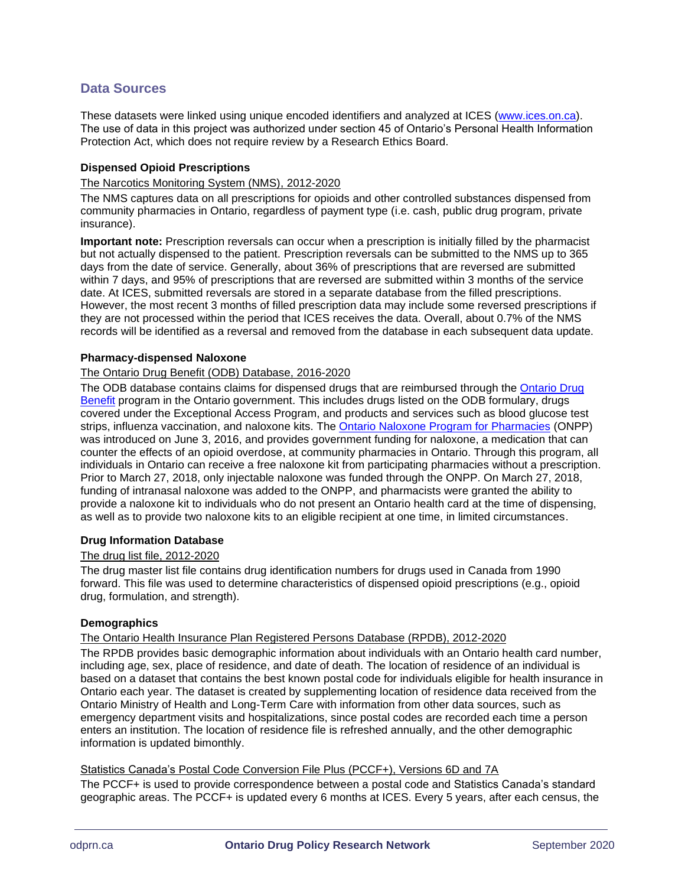## Data Sources

These datasets were linked using unique encoded identifiers and analyzed at ICES (www.ices.on.ca). The use of data in this project was authorized under section 45 of Ontario's Personal Health Information Protection Act, which does not require review by a Research Ethics Board.

### Dispensed Opioid Prescriptions

The Narcotics Monitoring System (NMS), 2012-2020

The NMS captures data on all prescriptions for opioids and other controlled substances dispensed from community pharmacies in Ontario, regardless of payment type (i.e. cash, public drug program, private insurance).

**Important note:** Prescription reversals can occur when a prescription is initially filled by the pharmacist but not actually dispensed to the patient. Prescription reversals can be submitted to the NMS up to 365 days from the date of service. Generally, about 36% of prescriptions that are reversed are submitted within 7 days, and 95% of prescriptions that are reversed are submitted within 3 months of the service date. At ICES, submitted reversals are stored in a separate database from the filled prescriptions. However, the most recent 3 months of filled prescription data may include some reversed prescriptions if they are not processed within the period that ICES receives the data. Overall, about 0.7% of the NMS records will be identified as a reversal and removed from the database in each subsequent data update.

### Pharmacy-dispensed Naloxone

The Ontario Drug Benefit (ODB) Database, 2016-2020

The ODB database contains claims for dispensed drugs that are reimbursed through the Ontario Drug Benefit program in the Ontario government. This includes drugs listed on the ODB formulary, drugs covered under the Exceptional Access Program, and products and services such as blood glucose test strips, influenza vaccination, and naloxone kits. The Ontario Naloxone Program for Pharmacies (ONPP) was introduced on June 3, 2016, and provides government funding for naloxone, a medication that can counter the effects of an opioid overdose, at community pharmacies in Ontario. Through this program, all individuals in Ontario can receive a free naloxone kit from participating pharmacies without a prescription. Prior to March 27, 2018, only injectable naloxone was funded through the ONPP. On March 27, 2018, funding of intranasal naloxone was added to the ONPP, and pharmacists were granted the ability to provide a naloxone kit to individuals who do not present an Ontario health card at the time of dispensing, as well as to provide two naloxone kits to an eligible recipient at one time, in limited circumstances.

### Drug Information Database

The drug list file, 2012-2020

The drug master list file contains drug identification numbers for drugs used in Canada from 1990 forward. This file was used to determine characteristics of dispensed opioid prescriptions (e.g., opioid drug, formulation, and strength).

### Demographics

The Ontario Health Insurance Plan Registered Persons Database (RPDB), 2012-2020

The RPDB provides basic demographic information about individuals with an Ontario health card number, including age, sex, place of residence, and date of death. The location of residence of an individual is based on a dataset that contains the best known postal code for individuals eligible for health insurance in Ontario each year. The dataset is created by supplementing location of residence data received from the Ontario Ministry of Health and Long-Term Care with information from other data sources, such as emergency department visits and hospitalizations, since postal codes are recorded each time a person enters an institution. The location of residence file is refreshed annually, and the other demographic information is updated bimonthly.

Statistics Canada's Postal Code Conversion File Plus (PCCF+), Versions 6D and 7A

The PCCF+ is used to provide correspondence between a postal code and Statistics Canada's standard geographic areas. The PCCF+ is updated every 6 months at ICES. Every 5 years, after each census, the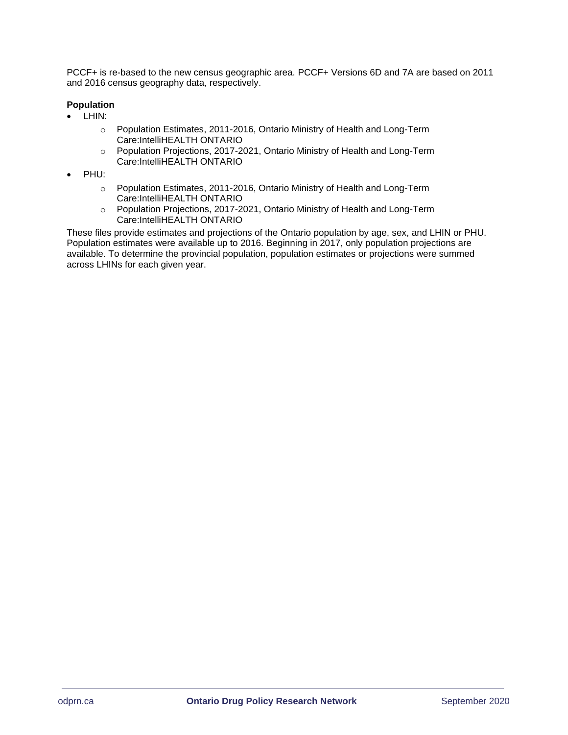PCCF+ is re-based to the new census geographic area. PCCF+ Versions 6D and 7A are based on 2011 and 2016 census geography data, respectively.

**Population**

- LHIN:
  - Population Estimates, 2011-2016, Ontario Ministry of Health and Long-Term Care:IntelliHEALTH ONTARIO
  - Population Projections, 2017-2021, Ontario Ministry of Health and Long-Term Care:IntelliHEALTH ONTARIO
- PHU:
  - Population Estimates, 2011-2016, Ontario Ministry of Health and Long-Term Care:IntelliHEALTH ONTARIO
  - Population Projections, 2017-2021, Ontario Ministry of Health and Long-Term Care:IntelliHEALTH ONTARIO

These files provide estimates and projections of the Ontario population by age, sex, and LHIN or PHU. Population estimates were available up to 2016. Beginning in 2017, only population projections are available. To determine the provincial population, population estimates or projections were summed across LHINs for each given year.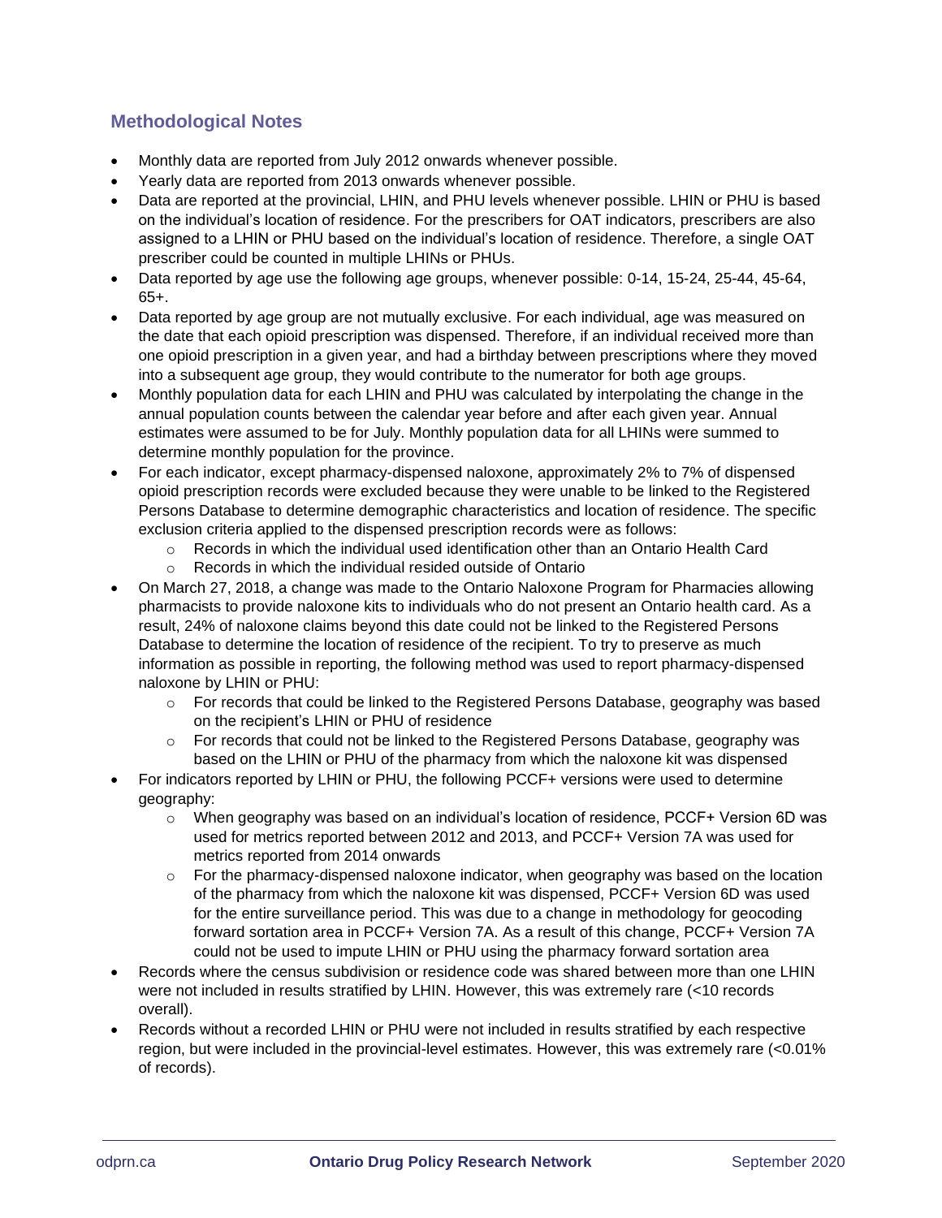## Methodological Notes

- Monthly data are reported from July 2012 onwards whenever possible.
- Yearly data are reported from 2013 onwards whenever possible.
- Data are reported at the provincial, LHIN, and PHU levels whenever possible. LHIN or PHU is based on the individual's location of residence. For the prescribers for OAT indicators, prescribers are also assigned to a LHIN or PHU based on the individual's location of residence. Therefore, a single OAT prescriber could be counted in multiple LHINs or PHUs.
- Data reported by age use the following age groups, whenever possible: 0-14, 15-24, 25-44, 45-64, 65+.
- Data reported by age group are not mutually exclusive. For each individual, age was measured on the date that each opioid prescription was dispensed. Therefore, if an individual received more than one opioid prescription in a given year, and had a birthday between prescriptions where they moved into a subsequent age group, they would contribute to the numerator for both age groups.
- Monthly population data for each LHIN and PHU was calculated by interpolating the change in the annual population counts between the calendar year before and after each given year. Annual estimates were assumed to be for July. Monthly population data for all LHINs were summed to determine monthly population for the province.
- For each indicator, except pharmacy-dispensed naloxone, approximately 2% to 7% of dispensed opioid prescription records were excluded because they were unable to be linked to the Registered Persons Database to determine demographic characteristics and location of residence. The specific exclusion criteria applied to the dispensed prescription records were as follows:
  - Records in which the individual used identification other than an Ontario Health Card
  - Records in which the individual resided outside of Ontario
- On March 27, 2018, a change was made to the Ontario Naloxone Program for Pharmacies allowing pharmacists to provide naloxone kits to individuals who do not present an Ontario health card. As a result, 24% of naloxone claims beyond this date could not be linked to the Registered Persons Database to determine the location of residence of the recipient. To try to preserve as much information as possible in reporting, the following method was used to report pharmacy-dispensed naloxone by LHIN or PHU:
  - For records that could be linked to the Registered Persons Database, geography was based on the recipient's LHIN or PHU of residence
  - For records that could not be linked to the Registered Persons Database, geography was based on the LHIN or PHU of the pharmacy from which the naloxone kit was dispensed
- For indicators reported by LHIN or PHU, the following PCCF+ versions were used to determine geography:
  - When geography was based on an individual's location of residence, PCCF+ Version 6D was used for metrics reported between 2012 and 2013, and PCCF+ Version 7A was used for metrics reported from 2014 onwards
  - For the pharmacy-dispensed naloxone indicator, when geography was based on the location of the pharmacy from which the naloxone kit was dispensed, PCCF+ Version 6D was used for the entire surveillance period. This was due to a change in methodology for geocoding forward sortation area in PCCF+ Version 7A. As a result of this change, PCCF+ Version 7A could not be used to impute LHIN or PHU using the pharmacy forward sortation area
- Records where the census subdivision or residence code was shared between more than one LHIN were not included in results stratified by LHIN. However, this was extremely rare (<10 records overall).
- Records without a recorded LHIN or PHU were not included in results stratified by each respective region, but were included in the provincial-level estimates. However, this was extremely rare (<0.01% of records).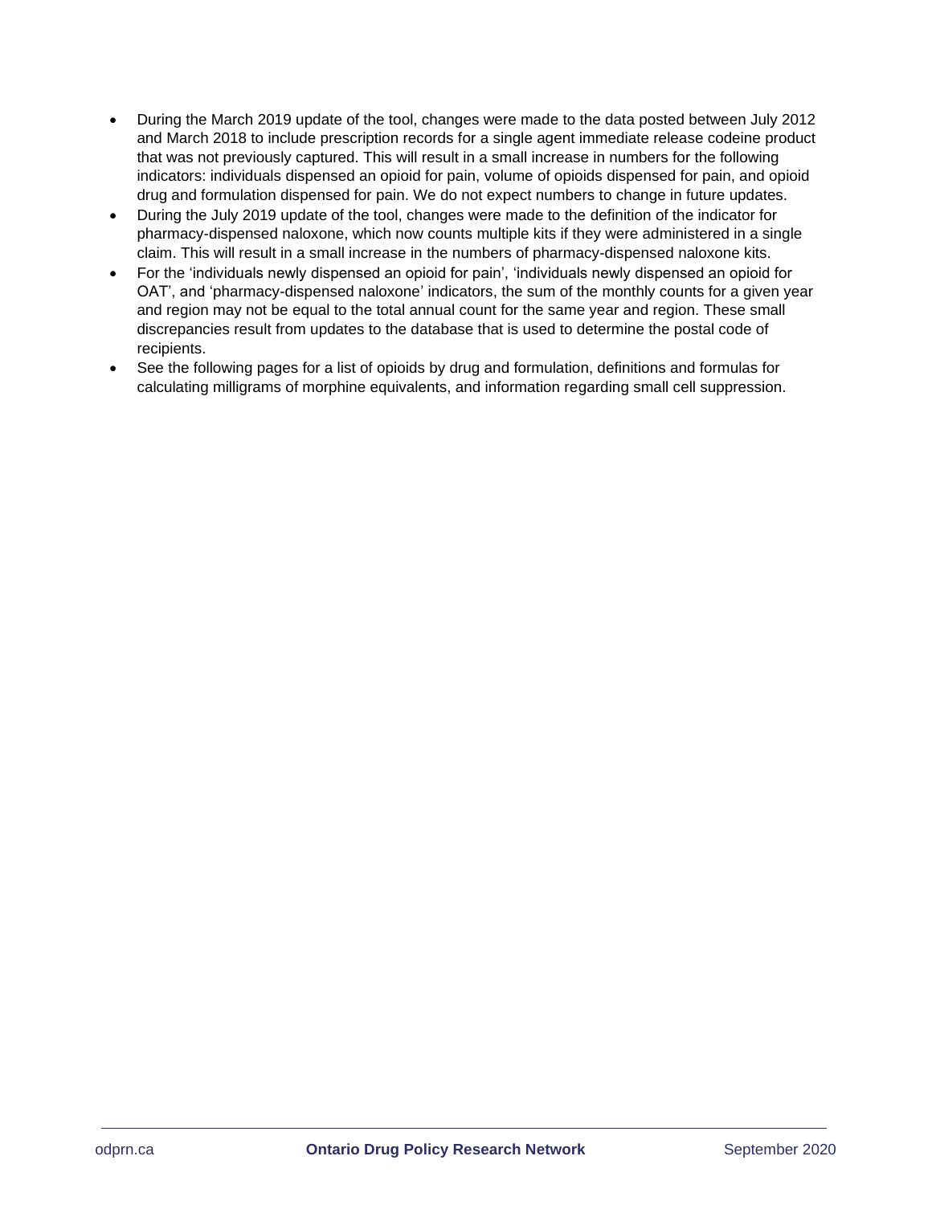- During the March 2019 update of the tool, changes were made to the data posted between July 2012 and March 2018 to include prescription records for a single agent immediate release codeine product that was not previously captured. This will result in a small increase in numbers for the following indicators: individuals dispensed an opioid for pain, volume of opioids dispensed for pain, and opioid drug and formulation dispensed for pain. We do not expect numbers to change in future updates.
- During the July 2019 update of the tool, changes were made to the definition of the indicator for pharmacy-dispensed naloxone, which now counts multiple kits if they were administered in a single claim. This will result in a small increase in the numbers of pharmacy-dispensed naloxone kits.
- For the 'individuals newly dispensed an opioid for pain', 'individuals newly dispensed an opioid for OAT', and 'pharmacy-dispensed naloxone' indicators, the sum of the monthly counts for a given year and region may not be equal to the total annual count for the same year and region. These small discrepancies result from updates to the database that is used to determine the postal code of recipients.
- See the following pages for a list of opioids by drug and formulation, definitions and formulas for calculating milligrams of morphine equivalents, and information regarding small cell suppression.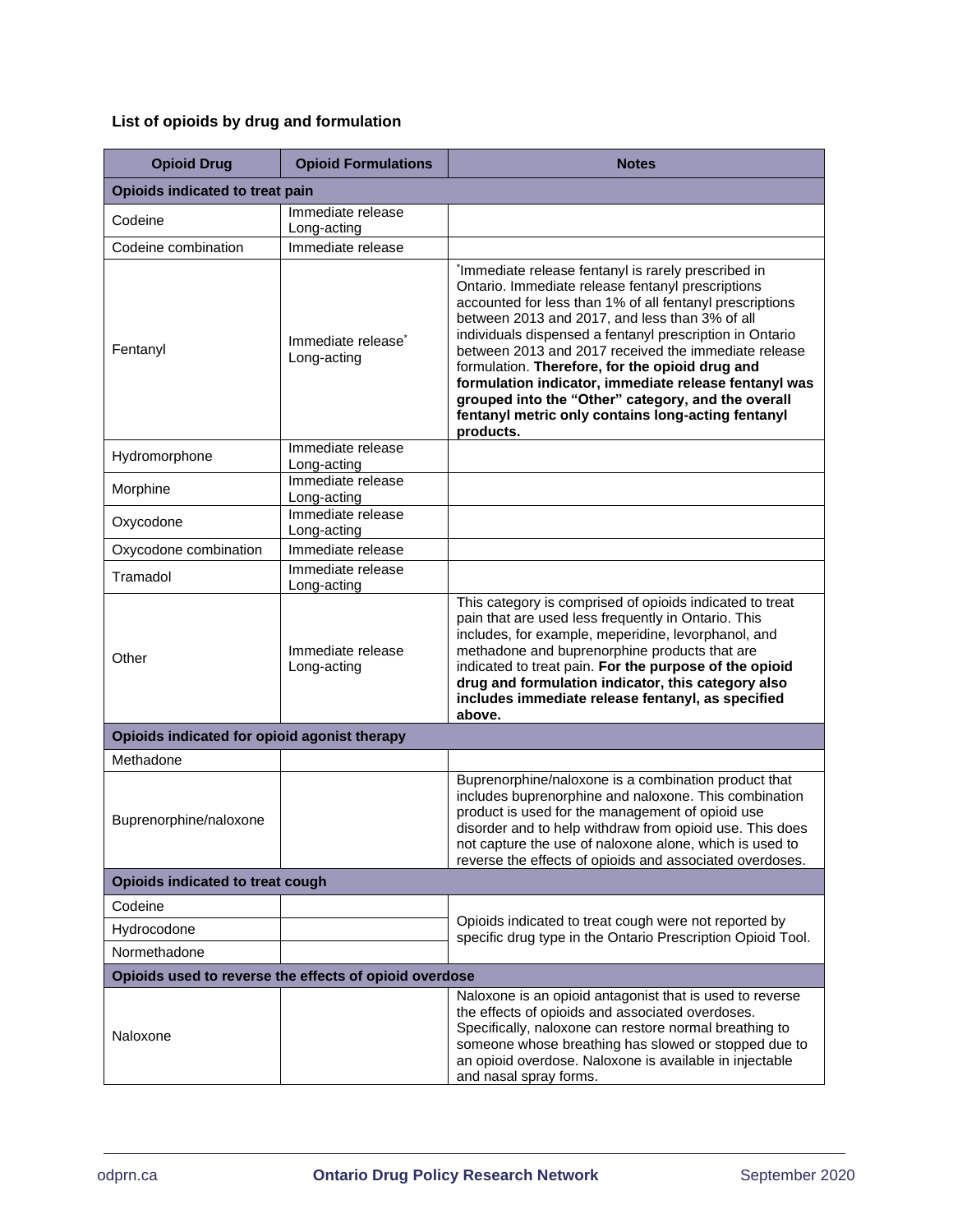**List of opioids by drug and formulation**

| Opioid Drug | Opioid Formulations | Notes |
|---|---|---|
| **Opioids indicated to treat pain** | | |
| Codeine | Immediate release<br>Long-acting | |
| Codeine combination | Immediate release | |
| Fentanyl | Immediate release*<br>Long-acting | *Immediate release fentanyl is rarely prescribed in Ontario. Immediate release fentanyl prescriptions accounted for less than 1% of all fentanyl prescriptions between 2013 and 2017, and less than 3% of all individuals dispensed a fentanyl prescription in Ontario between 2013 and 2017 received the immediate release formulation. **Therefore, for the opioid drug and formulation indicator, immediate release fentanyl was grouped into the "Other" category, and the overall fentanyl metric only contains long-acting fentanyl products.** |
| Hydromorphone | Immediate release<br>Long-acting | |
| Morphine | Immediate release<br>Long-acting | |
| Oxycodone | Immediate release<br>Long-acting | |
| Oxycodone combination | Immediate release | |
| Tramadol | Immediate release<br>Long-acting | |
| Other | Immediate release<br>Long-acting | This category is comprised of opioids indicated to treat pain that are used less frequently in Ontario. This includes, for example, meperidine, levorphanol, and methadone and buprenorphine products that are indicated to treat pain. **For the purpose of the opioid drug and formulation indicator, this category also includes immediate release fentanyl, as specified above.** |
| **Opioids indicated for opioid agonist therapy** | | |
| Methadone | | |
| Buprenorphine/naloxone | | Buprenorphine/naloxone is a combination product that includes buprenorphine and naloxone. This combination product is used for the management of opioid use disorder and to help withdraw from opioid use. This does not capture the use of naloxone alone, which is used to reverse the effects of opioids and associated overdoses. |
| **Opioids indicated to treat cough** | | |
| Codeine | | Opioids indicated to treat cough were not reported by specific drug type in the Ontario Prescription Opioid Tool. |
| Hydrocodone | | |
| Normethadone | | |
| **Opioids used to reverse the effects of opioid overdose** | | |
| Naloxone | | Naloxone is an opioid antagonist that is used to reverse the effects of opioids and associated overdoses. Specifically, naloxone can restore normal breathing to someone whose breathing has slowed or stopped due to an opioid overdose. Naloxone is available in injectable and nasal spray forms. |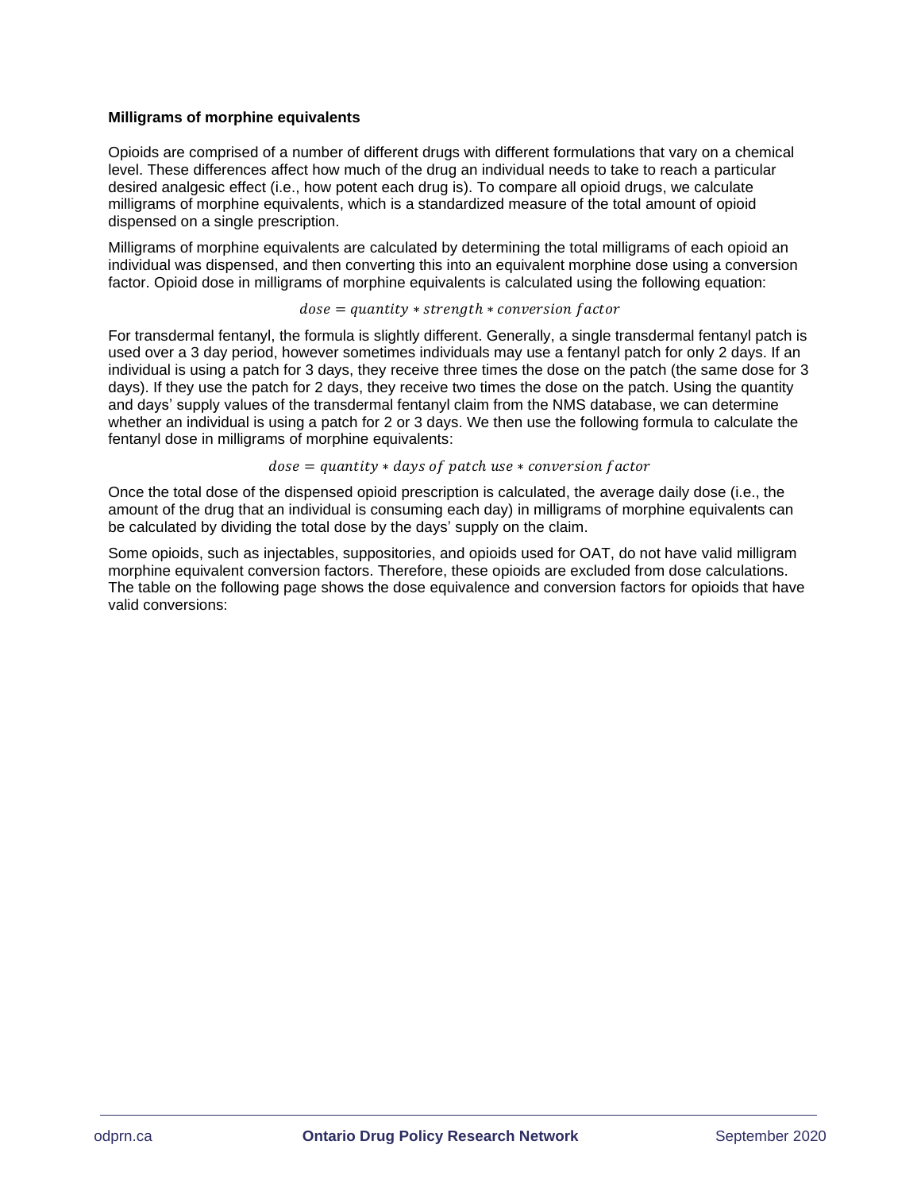### Milligrams of morphine equivalents

Opioids are comprised of a number of different drugs with different formulations that vary on a chemical level. These differences affect how much of the drug an individual needs to take to reach a particular desired analgesic effect (i.e., how potent each drug is). To compare all opioid drugs, we calculate milligrams of morphine equivalents, which is a standardized measure of the total amount of opioid dispensed on a single prescription.

Milligrams of morphine equivalents are calculated by determining the total milligrams of each opioid an individual was dispensed, and then converting this into an equivalent morphine dose using a conversion factor. Opioid dose in milligrams of morphine equivalents is calculated using the following equation:

$$dose = quantity * strength * conversion\ factor$$

For transdermal fentanyl, the formula is slightly different. Generally, a single transdermal fentanyl patch is used over a 3 day period, however sometimes individuals may use a fentanyl patch for only 2 days. If an individual is using a patch for 3 days, they receive three times the dose on the patch (the same dose for 3 days). If they use the patch for 2 days, they receive two times the dose on the patch. Using the quantity and days' supply values of the transdermal fentanyl claim from the NMS database, we can determine whether an individual is using a patch for 2 or 3 days. We then use the following formula to calculate the fentanyl dose in milligrams of morphine equivalents:

$$dose = quantity * days\ of\ patch\ use * conversion\ factor$$

Once the total dose of the dispensed opioid prescription is calculated, the average daily dose (i.e., the amount of the drug that an individual is consuming each day) in milligrams of morphine equivalents can be calculated by dividing the total dose by the days' supply on the claim.

Some opioids, such as injectables, suppositories, and opioids used for OAT, do not have valid milligram morphine equivalent conversion factors. Therefore, these opioids are excluded from dose calculations. The table on the following page shows the dose equivalence and conversion factors for opioids that have valid conversions: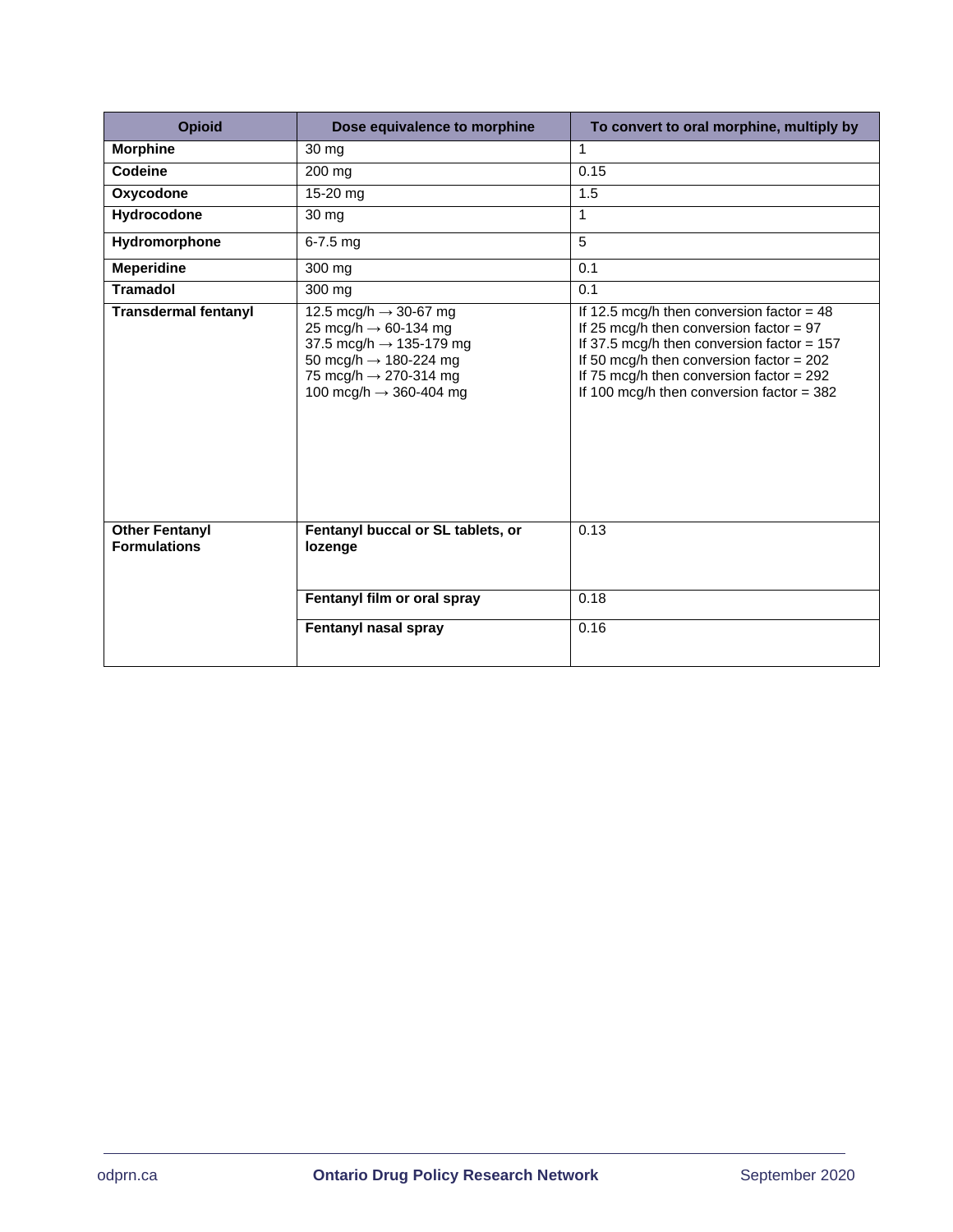| Opioid | Dose equivalence to morphine | To convert to oral morphine, multiply by |
|---|---|---|
| **Morphine** | 30 mg | 1 |
| **Codeine** | 200 mg | 0.15 |
| **Oxycodone** | 15-20 mg | 1.5 |
| **Hydrocodone** | 30 mg | 1 |
| **Hydromorphone** | 6-7.5 mg | 5 |
| **Meperidine** | 300 mg | 0.1 |
| **Tramadol** | 300 mg | 0.1 |
| **Transdermal fentanyl** | 12.5 mcg/h → 30-67 mg<br>25 mcg/h → 60-134 mg<br>37.5 mcg/h → 135-179 mg<br>50 mcg/h → 180-224 mg<br>75 mcg/h → 270-314 mg<br>100 mcg/h → 360-404 mg | If 12.5 mcg/h then conversion factor = 48<br>If 25 mcg/h then conversion factor = 97<br>If 37.5 mcg/h then conversion factor = 157<br>If 50 mcg/h then conversion factor = 202<br>If 75 mcg/h then conversion factor = 292<br>If 100 mcg/h then conversion factor = 382 |
| **Other Fentanyl Formulations** | **Fentanyl buccal or SL tablets, or lozenge** | 0.13 |
| | **Fentanyl film or oral spray** | 0.18 |
| | **Fentanyl nasal spray** | 0.16 |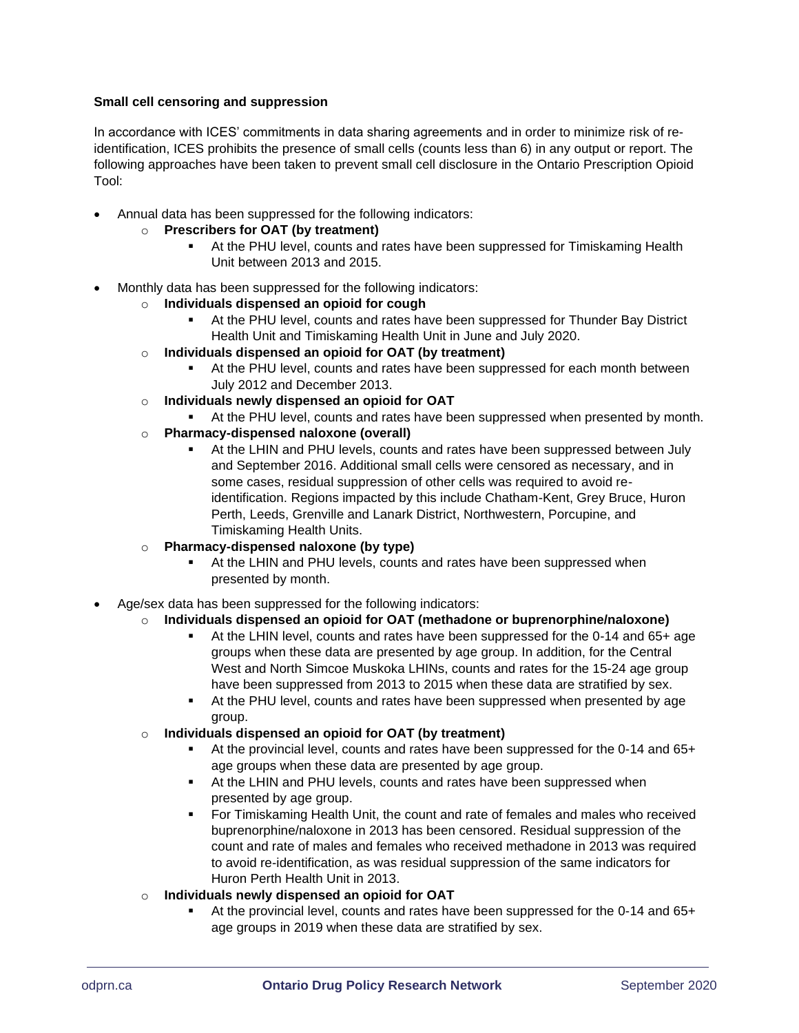**Small cell censoring and suppression**

In accordance with ICES' commitments in data sharing agreements and in order to minimize risk of re-identification, ICES prohibits the presence of small cells (counts less than 6) in any output or report. The following approaches have been taken to prevent small cell disclosure in the Ontario Prescription Opioid Tool:

- Annual data has been suppressed for the following indicators:
  - **Prescribers for OAT (by treatment)**
    - At the PHU level, counts and rates have been suppressed for Timiskaming Health Unit between 2013 and 2015.
- Monthly data has been suppressed for the following indicators:
  - **Individuals dispensed an opioid for cough**
    - At the PHU level, counts and rates have been suppressed for Thunder Bay District Health Unit and Timiskaming Health Unit in June and July 2020.
  - **Individuals dispensed an opioid for OAT (by treatment)**
    - At the PHU level, counts and rates have been suppressed for each month between July 2012 and December 2013.
  - **Individuals newly dispensed an opioid for OAT**
    - At the PHU level, counts and rates have been suppressed when presented by month.
  - **Pharmacy-dispensed naloxone (overall)**
    - At the LHIN and PHU levels, counts and rates have been suppressed between July and September 2016. Additional small cells were censored as necessary, and in some cases, residual suppression of other cells was required to avoid re-identification. Regions impacted by this include Chatham-Kent, Grey Bruce, Huron Perth, Leeds, Grenville and Lanark District, Northwestern, Porcupine, and Timiskaming Health Units.
  - **Pharmacy-dispensed naloxone (by type)**
    - At the LHIN and PHU levels, counts and rates have been suppressed when presented by month.
- Age/sex data has been suppressed for the following indicators:
  - **Individuals dispensed an opioid for OAT (methadone or buprenorphine/naloxone)**
    - At the LHIN level, counts and rates have been suppressed for the 0-14 and 65+ age groups when these data are presented by age group. In addition, for the Central West and North Simcoe Muskoka LHINs, counts and rates for the 15-24 age group have been suppressed from 2013 to 2015 when these data are stratified by sex.
    - At the PHU level, counts and rates have been suppressed when presented by age group.
  - **Individuals dispensed an opioid for OAT (by treatment)**
    - At the provincial level, counts and rates have been suppressed for the 0-14 and 65+ age groups when these data are presented by age group.
    - At the LHIN and PHU levels, counts and rates have been suppressed when presented by age group.
    - For Timiskaming Health Unit, the count and rate of females and males who received buprenorphine/naloxone in 2013 has been censored. Residual suppression of the count and rate of males and females who received methadone in 2013 was required to avoid re-identification, as was residual suppression of the same indicators for Huron Perth Health Unit in 2013.
  - **Individuals newly dispensed an opioid for OAT**
    - At the provincial level, counts and rates have been suppressed for the 0-14 and 65+ age groups in 2019 when these data are stratified by sex.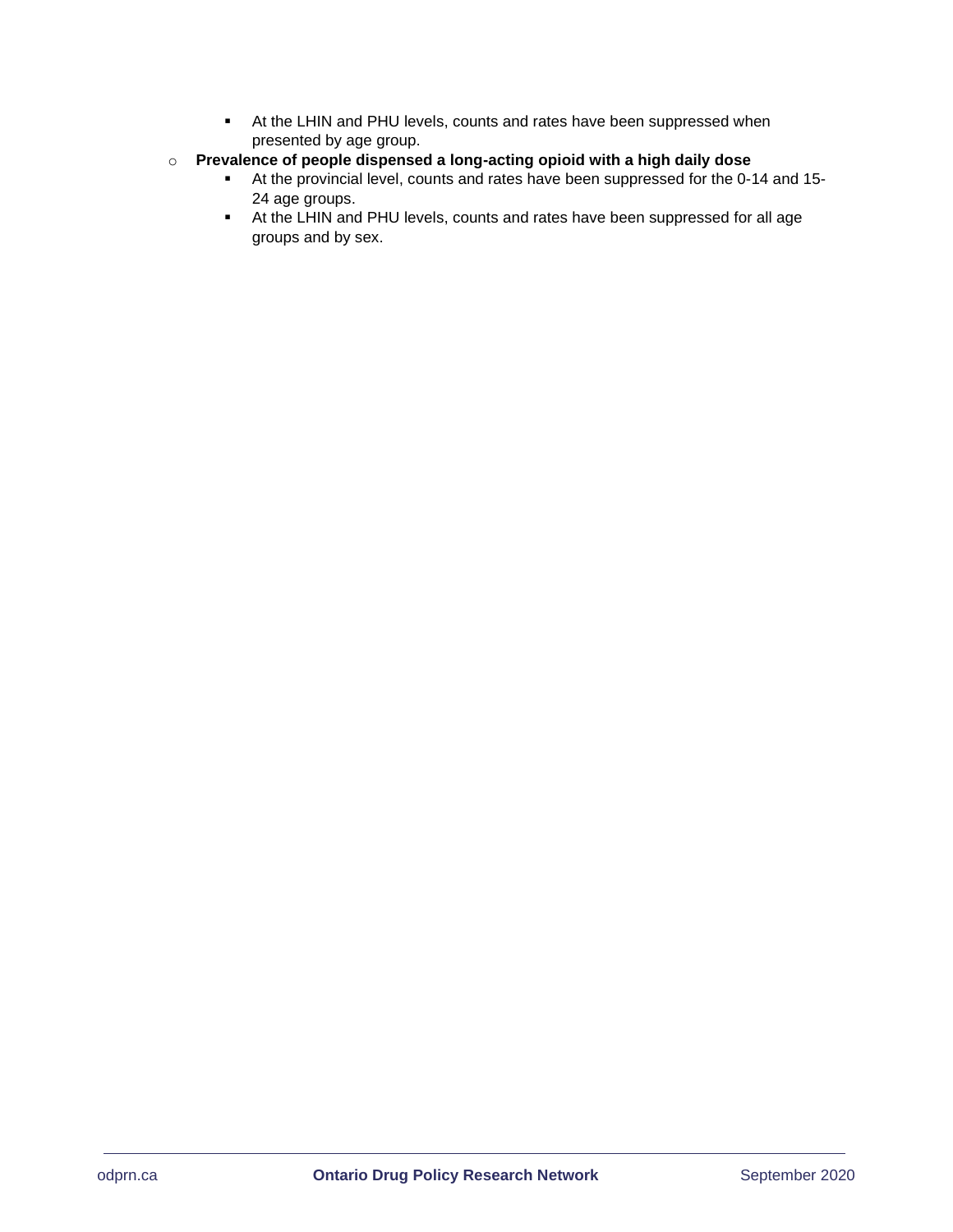- At the LHIN and PHU levels, counts and rates have been suppressed when presented by age group.
- **Prevalence of people dispensed a long-acting opioid with a high daily dose**
    - At the provincial level, counts and rates have been suppressed for the 0-14 and 15-24 age groups.
    - At the LHIN and PHU levels, counts and rates have been suppressed for all age groups and by sex.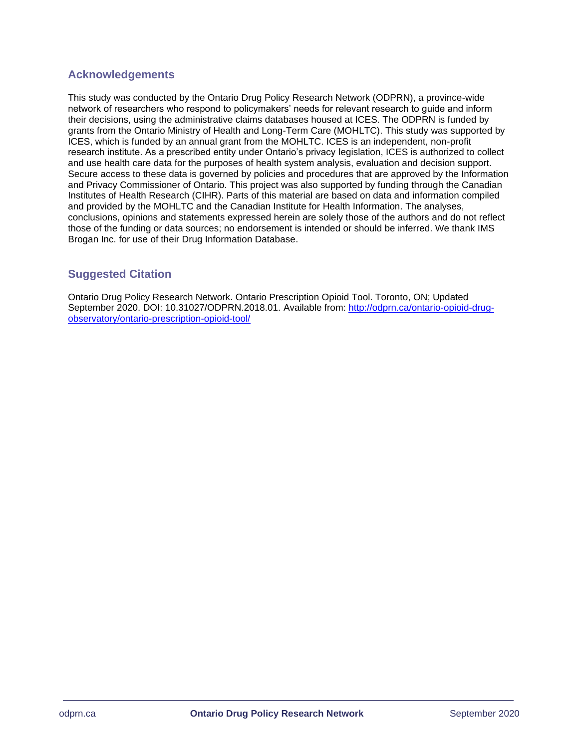## Acknowledgements

This study was conducted by the Ontario Drug Policy Research Network (ODPRN), a province-wide network of researchers who respond to policymakers' needs for relevant research to guide and inform their decisions, using the administrative claims databases housed at ICES. The ODPRN is funded by grants from the Ontario Ministry of Health and Long-Term Care (MOHLTC). This study was supported by ICES, which is funded by an annual grant from the MOHLTC. ICES is an independent, non-profit research institute. As a prescribed entity under Ontario's privacy legislation, ICES is authorized to collect and use health care data for the purposes of health system analysis, evaluation and decision support. Secure access to these data is governed by policies and procedures that are approved by the Information and Privacy Commissioner of Ontario. This project was also supported by funding through the Canadian Institutes of Health Research (CIHR). Parts of this material are based on data and information compiled and provided by the MOHLTC and the Canadian Institute for Health Information. The analyses, conclusions, opinions and statements expressed herein are solely those of the authors and do not reflect those of the funding or data sources; no endorsement is intended or should be inferred. We thank IMS Brogan Inc. for use of their Drug Information Database.

## Suggested Citation

Ontario Drug Policy Research Network. Ontario Prescription Opioid Tool. Toronto, ON; Updated September 2020. DOI: 10.31027/ODPRN.2018.01. Available from: [http://odprn.ca/ontario-opioid-drug-observatory/ontario-prescription-opioid-tool/](http://odprn.ca/ontario-opioid-drug-observatory/ontario-prescription-opioid-tool/)